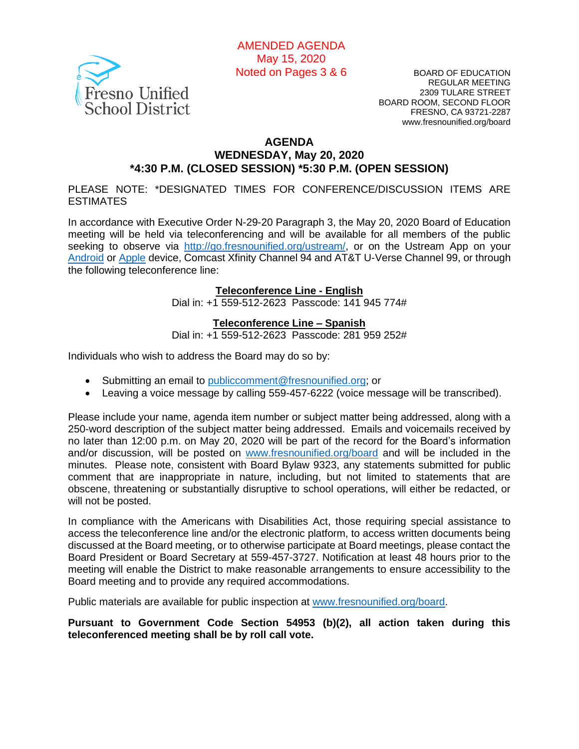AMENDED AGENDA
May 15, 2020
Noted on Pages 3 & 6

Fresno Unified School District

BOARD OF EDUCATION
REGULAR MEETING
2309 TULARE STREET
BOARD ROOM, SECOND FLOOR
FRESNO, CA 93721-2287
www.fresnounified.org/board

# AGENDA
## WEDNESDAY, May 20, 2020
## *4:30 P.M. (CLOSED SESSION) *5:30 P.M. (OPEN SESSION)

PLEASE NOTE: *DESIGNATED TIMES FOR CONFERENCE/DISCUSSION ITEMS ARE ESTIMATES

In accordance with Executive Order N-29-20 Paragraph 3, the May 20, 2020 Board of Education meeting will be held via teleconferencing and will be available for all members of the public seeking to observe via http://go.fresnounified.org/ustream/, or on the Ustream App on your Android or Apple device, Comcast Xfinity Channel 94 and AT&T U-Verse Channel 99, or through the following teleconference line:

**Teleconference Line - English**
Dial in: +1 559-512-2623 Passcode: 141 945 774#

**Teleconference Line – Spanish**
Dial in: +1 559-512-2623 Passcode: 281 959 252#

Individuals who wish to address the Board may do so by:

- Submitting an email to publiccomment@fresnounified.org; or
- Leaving a voice message by calling 559-457-6222 (voice message will be transcribed).

Please include your name, agenda item number or subject matter being addressed, along with a 250-word description of the subject matter being addressed. Emails and voicemails received by no later than 12:00 p.m. on May 20, 2020 will be part of the record for the Board's information and/or discussion, will be posted on www.fresnounified.org/board and will be included in the minutes. Please note, consistent with Board Bylaw 9323, any statements submitted for public comment that are inappropriate in nature, including, but not limited to statements that are obscene, threatening or substantially disruptive to school operations, will either be redacted, or will not be posted.

In compliance with the Americans with Disabilities Act, those requiring special assistance to access the teleconference line and/or the electronic platform, to access written documents being discussed at the Board meeting, or to otherwise participate at Board meetings, please contact the Board President or Board Secretary at 559-457-3727. Notification at least 48 hours prior to the meeting will enable the District to make reasonable arrangements to ensure accessibility to the Board meeting and to provide any required accommodations.

Public materials are available for public inspection at www.fresnounified.org/board.

**Pursuant to Government Code Section 54953 (b)(2), all action taken during this teleconferenced meeting shall be by roll call vote.**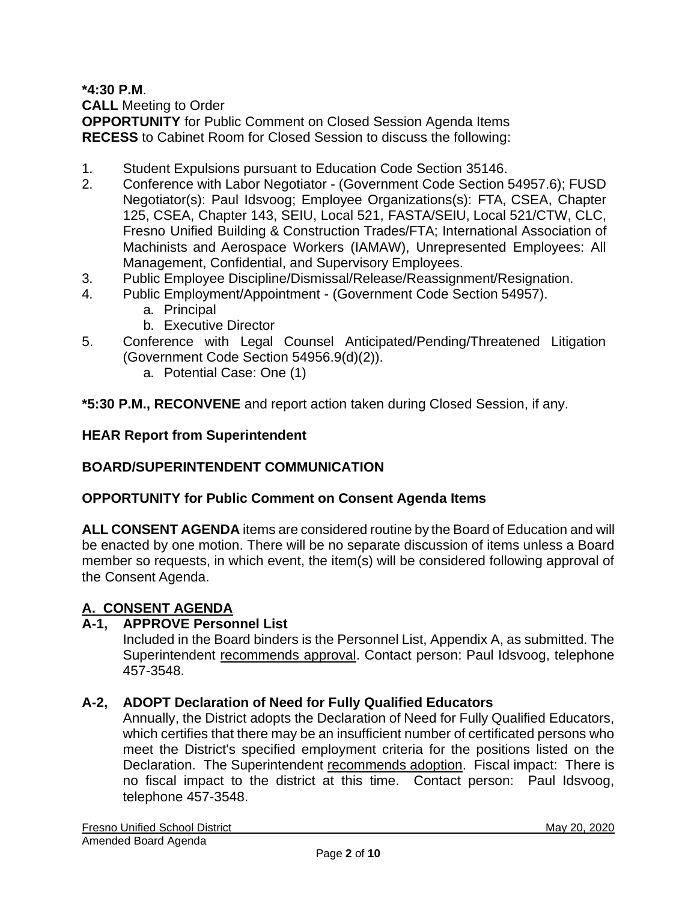**\*4:30 P.M**.
**CALL** Meeting to Order
**OPPORTUNITY** for Public Comment on Closed Session Agenda Items
**RECESS** to Cabinet Room for Closed Session to discuss the following:

1. Student Expulsions pursuant to Education Code Section 35146.
2. Conference with Labor Negotiator - (Government Code Section 54957.6); FUSD Negotiator(s): Paul Idsvoog; Employee Organizations(s): FTA, CSEA, Chapter 125, CSEA, Chapter 143, SEIU, Local 521, FASTA/SEIU, Local 521/CTW, CLC, Fresno Unified Building & Construction Trades/FTA; International Association of Machinists and Aerospace Workers (IAMAW), Unrepresented Employees: All Management, Confidential, and Supervisory Employees.
3. Public Employee Discipline/Dismissal/Release/Reassignment/Resignation.
4. Public Employment/Appointment - (Government Code Section 54957).
   a. Principal
   b. Executive Director
5. Conference with Legal Counsel Anticipated/Pending/Threatened Litigation (Government Code Section 54956.9(d)(2)).
   a. Potential Case: One (1)

**\*5:30 P.M., RECONVENE** and report action taken during Closed Session, if any.

**HEAR Report from Superintendent**

**BOARD/SUPERINTENDENT COMMUNICATION**

**OPPORTUNITY for Public Comment on Consent Agenda Items**

**ALL CONSENT AGENDA** items are considered routine by the Board of Education and will be enacted by one motion. There will be no separate discussion of items unless a Board member so requests, in which event, the item(s) will be considered following approval of the Consent Agenda.

## A. CONSENT AGENDA

**A-1, APPROVE Personnel List**
Included in the Board binders is the Personnel List, Appendix A, as submitted. The Superintendent recommends approval. Contact person: Paul Idsvoog, telephone 457-3548.

**A-2, ADOPT Declaration of Need for Fully Qualified Educators**
Annually, the District adopts the Declaration of Need for Fully Qualified Educators, which certifies that there may be an insufficient number of certificated persons who meet the District's specified employment criteria for the positions listed on the Declaration. The Superintendent recommends adoption. Fiscal impact: There is no fiscal impact to the district at this time. Contact person: Paul Idsvoog, telephone 457-3548.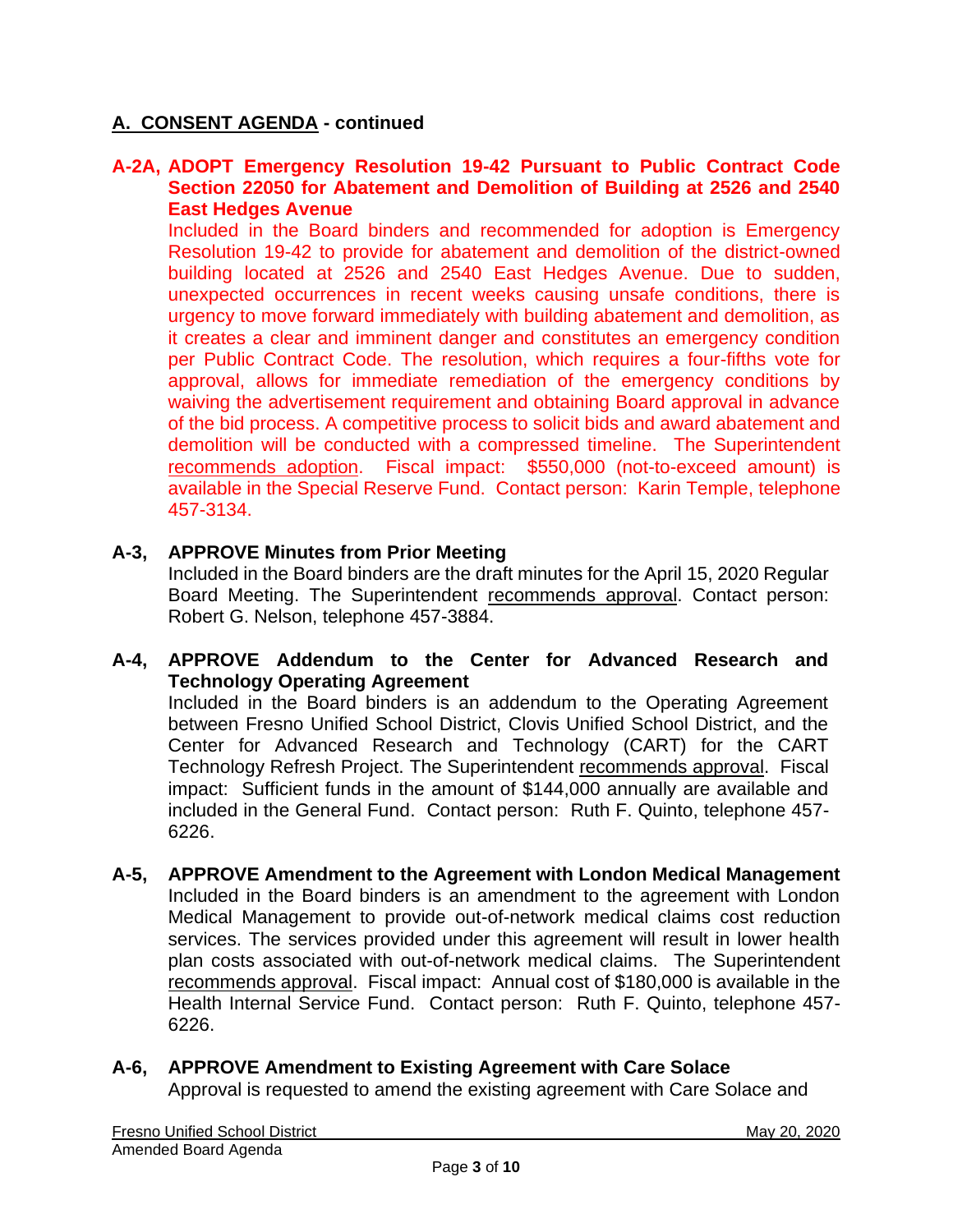## A. CONSENT AGENDA - continued

**A-2A, ADOPT Emergency Resolution 19-42 Pursuant to Public Contract Code Section 22050 for Abatement and Demolition of Building at 2526 and 2540 East Hedges Avenue**

Included in the Board binders and recommended for adoption is Emergency Resolution 19-42 to provide for abatement and demolition of the district-owned building located at 2526 and 2540 East Hedges Avenue. Due to sudden, unexpected occurrences in recent weeks causing unsafe conditions, there is urgency to move forward immediately with building abatement and demolition, as it creates a clear and imminent danger and constitutes an emergency condition per Public Contract Code. The resolution, which requires a four-fifths vote for approval, allows for immediate remediation of the emergency conditions by waiving the advertisement requirement and obtaining Board approval in advance of the bid process. A competitive process to solicit bids and award abatement and demolition will be conducted with a compressed timeline. The Superintendent recommends adoption. Fiscal impact: $550,000 (not-to-exceed amount) is available in the Special Reserve Fund. Contact person: Karin Temple, telephone 457-3134.

**A-3, APPROVE Minutes from Prior Meeting**

Included in the Board binders are the draft minutes for the April 15, 2020 Regular Board Meeting. The Superintendent recommends approval. Contact person: Robert G. Nelson, telephone 457-3884.

**A-4, APPROVE Addendum to the Center for Advanced Research and Technology Operating Agreement**

Included in the Board binders is an addendum to the Operating Agreement between Fresno Unified School District, Clovis Unified School District, and the Center for Advanced Research and Technology (CART) for the CART Technology Refresh Project. The Superintendent recommends approval. Fiscal impact: Sufficient funds in the amount of $144,000 annually are available and included in the General Fund. Contact person: Ruth F. Quinto, telephone 457-6226.

**A-5, APPROVE Amendment to the Agreement with London Medical Management**

Included in the Board binders is an amendment to the agreement with London Medical Management to provide out-of-network medical claims cost reduction services. The services provided under this agreement will result in lower health plan costs associated with out-of-network medical claims. The Superintendent recommends approval. Fiscal impact: Annual cost of $180,000 is available in the Health Internal Service Fund. Contact person: Ruth F. Quinto, telephone 457-6226.

**A-6, APPROVE Amendment to Existing Agreement with Care Solace**

Approval is requested to amend the existing agreement with Care Solace and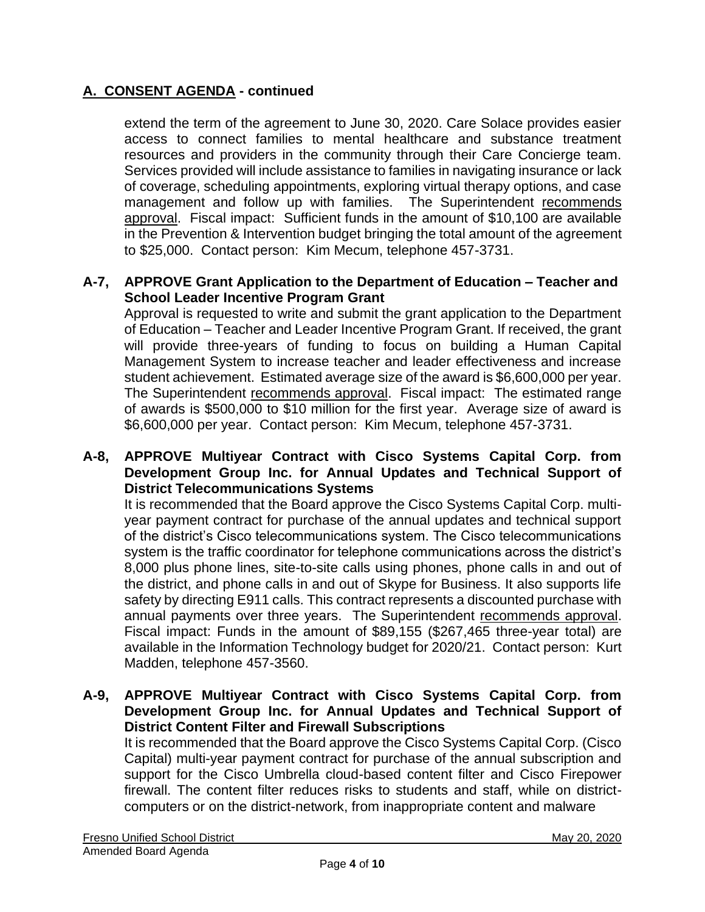## A. CONSENT AGENDA - continued

extend the term of the agreement to June 30, 2020. Care Solace provides easier access to connect families to mental healthcare and substance treatment resources and providers in the community through their Care Concierge team. Services provided will include assistance to families in navigating insurance or lack of coverage, scheduling appointments, exploring virtual therapy options, and case management and follow up with families. The Superintendent recommends approval. Fiscal impact: Sufficient funds in the amount of $10,100 are available in the Prevention & Intervention budget bringing the total amount of the agreement to $25,000. Contact person: Kim Mecum, telephone 457-3731.

**A-7, APPROVE Grant Application to the Department of Education – Teacher and School Leader Incentive Program Grant**

Approval is requested to write and submit the grant application to the Department of Education – Teacher and Leader Incentive Program Grant. If received, the grant will provide three-years of funding to focus on building a Human Capital Management System to increase teacher and leader effectiveness and increase student achievement. Estimated average size of the award is $6,600,000 per year. The Superintendent recommends approval. Fiscal impact: The estimated range of awards is $500,000 to $10 million for the first year. Average size of award is $6,600,000 per year. Contact person: Kim Mecum, telephone 457-3731.

**A-8, APPROVE Multiyear Contract with Cisco Systems Capital Corp. from Development Group Inc. for Annual Updates and Technical Support of District Telecommunications Systems**

It is recommended that the Board approve the Cisco Systems Capital Corp. multi-year payment contract for purchase of the annual updates and technical support of the district's Cisco telecommunications system. The Cisco telecommunications system is the traffic coordinator for telephone communications across the district's 8,000 plus phone lines, site-to-site calls using phones, phone calls in and out of the district, and phone calls in and out of Skype for Business. It also supports life safety by directing E911 calls. This contract represents a discounted purchase with annual payments over three years. The Superintendent recommends approval. Fiscal impact: Funds in the amount of $89,155 ($267,465 three-year total) are available in the Information Technology budget for 2020/21. Contact person: Kurt Madden, telephone 457-3560.

**A-9, APPROVE Multiyear Contract with Cisco Systems Capital Corp. from Development Group Inc. for Annual Updates and Technical Support of District Content Filter and Firewall Subscriptions**

It is recommended that the Board approve the Cisco Systems Capital Corp. (Cisco Capital) multi-year payment contract for purchase of the annual subscription and support for the Cisco Umbrella cloud-based content filter and Cisco Firepower firewall. The content filter reduces risks to students and staff, while on district-computers or on the district-network, from inappropriate content and malware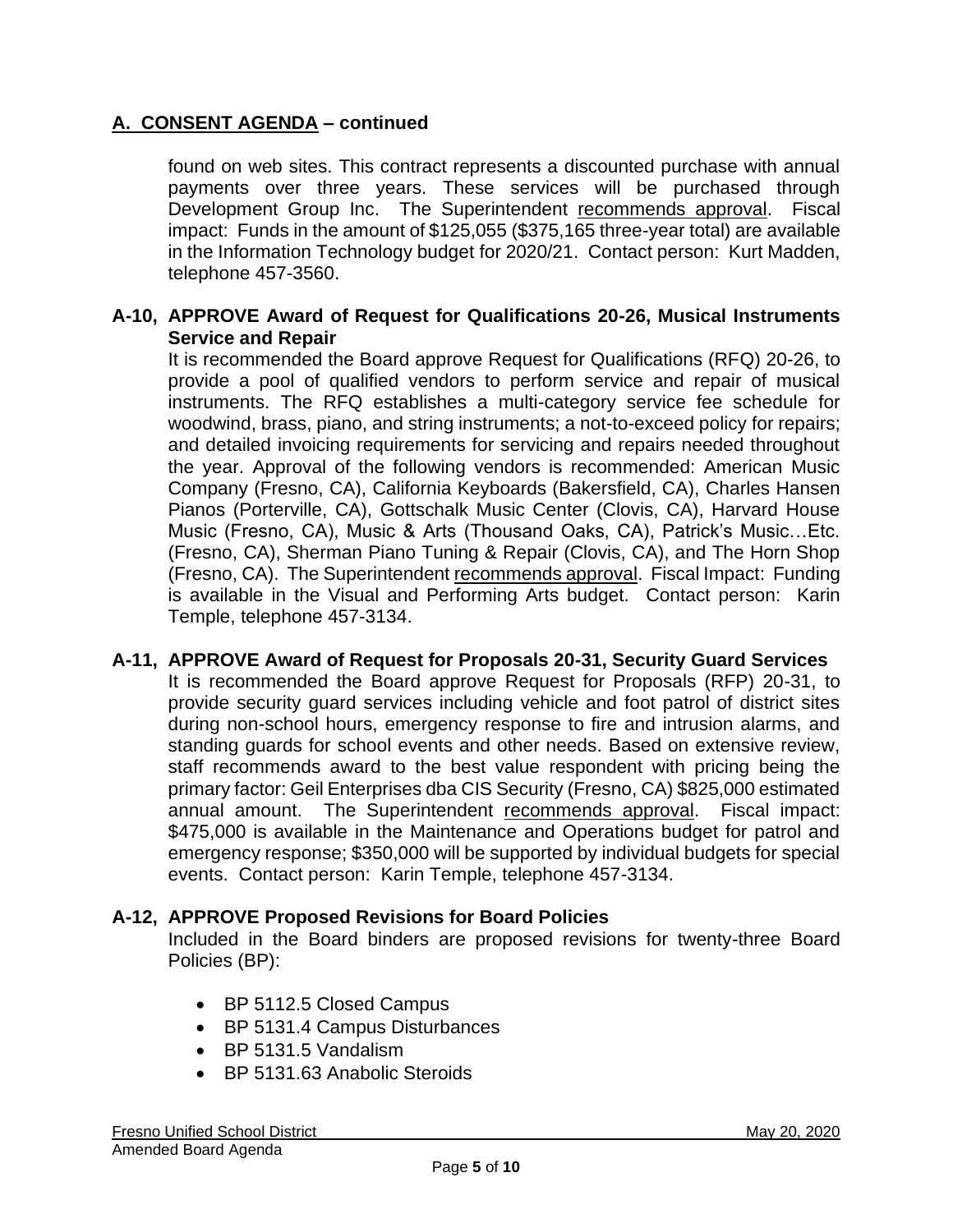## A. CONSENT AGENDA – continued

found on web sites. This contract represents a discounted purchase with annual payments over three years. These services will be purchased through Development Group Inc. The Superintendent recommends approval. Fiscal impact: Funds in the amount of $125,055 ($375,165 three-year total) are available in the Information Technology budget for 2020/21. Contact person: Kurt Madden, telephone 457-3560.

### A-10, APPROVE Award of Request for Qualifications 20-26, Musical Instruments Service and Repair

It is recommended the Board approve Request for Qualifications (RFQ) 20-26, to provide a pool of qualified vendors to perform service and repair of musical instruments. The RFQ establishes a multi-category service fee schedule for woodwind, brass, piano, and string instruments; a not-to-exceed policy for repairs; and detailed invoicing requirements for servicing and repairs needed throughout the year. Approval of the following vendors is recommended: American Music Company (Fresno, CA), California Keyboards (Bakersfield, CA), Charles Hansen Pianos (Porterville, CA), Gottschalk Music Center (Clovis, CA), Harvard House Music (Fresno, CA), Music & Arts (Thousand Oaks, CA), Patrick's Music…Etc. (Fresno, CA), Sherman Piano Tuning & Repair (Clovis, CA), and The Horn Shop (Fresno, CA). The Superintendent recommends approval. Fiscal Impact: Funding is available in the Visual and Performing Arts budget. Contact person: Karin Temple, telephone 457-3134.

### A-11, APPROVE Award of Request for Proposals 20-31, Security Guard Services

It is recommended the Board approve Request for Proposals (RFP) 20-31, to provide security guard services including vehicle and foot patrol of district sites during non-school hours, emergency response to fire and intrusion alarms, and standing guards for school events and other needs. Based on extensive review, staff recommends award to the best value respondent with pricing being the primary factor: Geil Enterprises dba CIS Security (Fresno, CA) $825,000 estimated annual amount. The Superintendent recommends approval. Fiscal impact: $475,000 is available in the Maintenance and Operations budget for patrol and emergency response; $350,000 will be supported by individual budgets for special events. Contact person: Karin Temple, telephone 457-3134.

### A-12, APPROVE Proposed Revisions for Board Policies

Included in the Board binders are proposed revisions for twenty-three Board Policies (BP):

- BP 5112.5 Closed Campus
- BP 5131.4 Campus Disturbances
- BP 5131.5 Vandalism
- BP 5131.63 Anabolic Steroids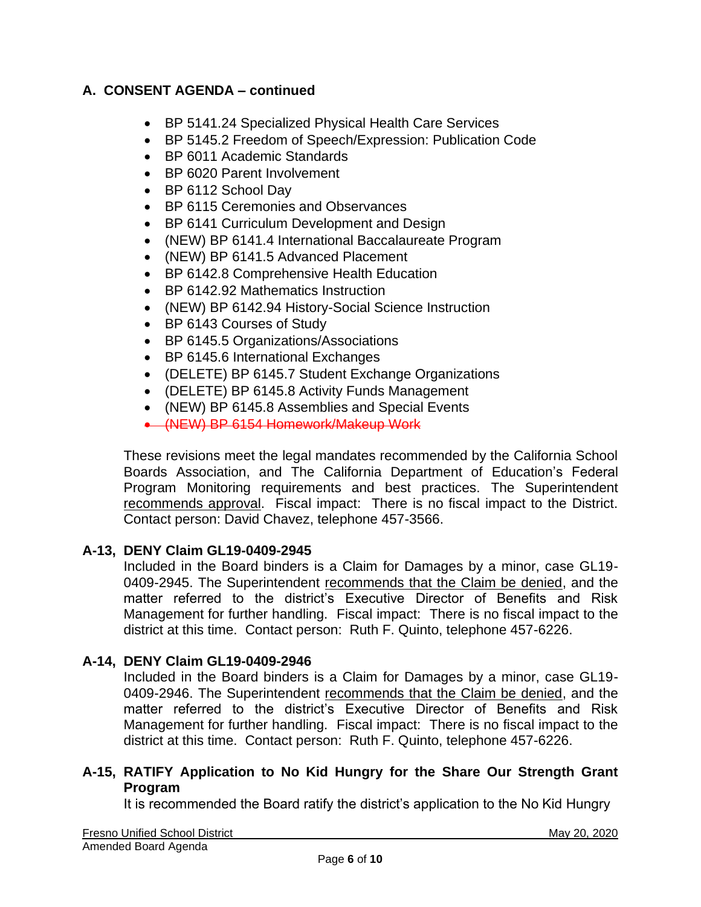## A. CONSENT AGENDA – continued

- BP 5141.24 Specialized Physical Health Care Services
- BP 5145.2 Freedom of Speech/Expression: Publication Code
- BP 6011 Academic Standards
- BP 6020 Parent Involvement
- BP 6112 School Day
- BP 6115 Ceremonies and Observances
- BP 6141 Curriculum Development and Design
- (NEW) BP 6141.4 International Baccalaureate Program
- (NEW) BP 6141.5 Advanced Placement
- BP 6142.8 Comprehensive Health Education
- BP 6142.92 Mathematics Instruction
- (NEW) BP 6142.94 History-Social Science Instruction
- BP 6143 Courses of Study
- BP 6145.5 Organizations/Associations
- BP 6145.6 International Exchanges
- (DELETE) BP 6145.7 Student Exchange Organizations
- (DELETE) BP 6145.8 Activity Funds Management
- (NEW) BP 6145.8 Assemblies and Special Events
- ~~(NEW) BP 6154 Homework/Makeup Work~~

These revisions meet the legal mandates recommended by the California School Boards Association, and The California Department of Education's Federal Program Monitoring requirements and best practices. The Superintendent recommends approval. Fiscal impact: There is no fiscal impact to the District. Contact person: David Chavez, telephone 457-3566.

### A-13, DENY Claim GL19-0409-2945

Included in the Board binders is a Claim for Damages by a minor, case GL19-0409-2945. The Superintendent recommends that the Claim be denied, and the matter referred to the district's Executive Director of Benefits and Risk Management for further handling. Fiscal impact: There is no fiscal impact to the district at this time. Contact person: Ruth F. Quinto, telephone 457-6226.

### A-14, DENY Claim GL19-0409-2946

Included in the Board binders is a Claim for Damages by a minor, case GL19-0409-2946. The Superintendent recommends that the Claim be denied, and the matter referred to the district's Executive Director of Benefits and Risk Management for further handling. Fiscal impact: There is no fiscal impact to the district at this time. Contact person: Ruth F. Quinto, telephone 457-6226.

### A-15, RATIFY Application to No Kid Hungry for the Share Our Strength Grant Program

It is recommended the Board ratify the district's application to the No Kid Hungry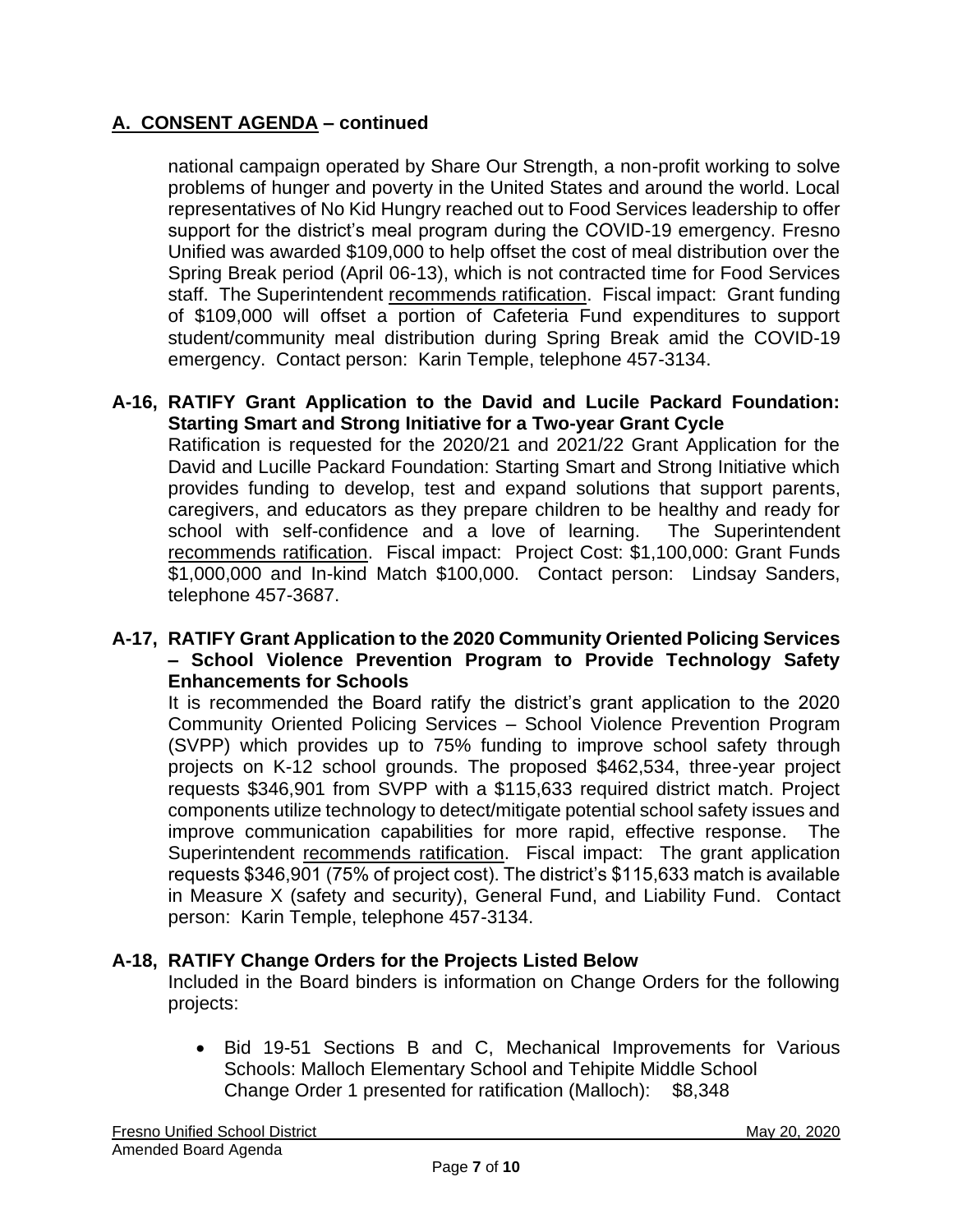## A. CONSENT AGENDA – continued

national campaign operated by Share Our Strength, a non-profit working to solve problems of hunger and poverty in the United States and around the world. Local representatives of No Kid Hungry reached out to Food Services leadership to offer support for the district's meal program during the COVID-19 emergency. Fresno Unified was awarded $109,000 to help offset the cost of meal distribution over the Spring Break period (April 06-13), which is not contracted time for Food Services staff. The Superintendent recommends ratification. Fiscal impact: Grant funding of $109,000 will offset a portion of Cafeteria Fund expenditures to support student/community meal distribution during Spring Break amid the COVID-19 emergency. Contact person: Karin Temple, telephone 457-3134.

**A-16, RATIFY Grant Application to the David and Lucile Packard Foundation: Starting Smart and Strong Initiative for a Two-year Grant Cycle**

Ratification is requested for the 2020/21 and 2021/22 Grant Application for the David and Lucille Packard Foundation: Starting Smart and Strong Initiative which provides funding to develop, test and expand solutions that support parents, caregivers, and educators as they prepare children to be healthy and ready for school with self-confidence and a love of learning. The Superintendent recommends ratification. Fiscal impact: Project Cost: $1,100,000: Grant Funds $1,000,000 and In-kind Match $100,000. Contact person: Lindsay Sanders, telephone 457-3687.

**A-17, RATIFY Grant Application to the 2020 Community Oriented Policing Services – School Violence Prevention Program to Provide Technology Safety Enhancements for Schools**

It is recommended the Board ratify the district's grant application to the 2020 Community Oriented Policing Services – School Violence Prevention Program (SVPP) which provides up to 75% funding to improve school safety through projects on K-12 school grounds. The proposed $462,534, three-year project requests $346,901 from SVPP with a $115,633 required district match. Project components utilize technology to detect/mitigate potential school safety issues and improve communication capabilities for more rapid, effective response. The Superintendent recommends ratification. Fiscal impact: The grant application requests $346,901 (75% of project cost). The district's $115,633 match is available in Measure X (safety and security), General Fund, and Liability Fund. Contact person: Karin Temple, telephone 457-3134.

**A-18, RATIFY Change Orders for the Projects Listed Below**

Included in the Board binders is information on Change Orders for the following projects:

- Bid 19-51 Sections B and C, Mechanical Improvements for Various Schools: Malloch Elementary School and Tehipite Middle School
  Change Order 1 presented for ratification (Malloch): $8,348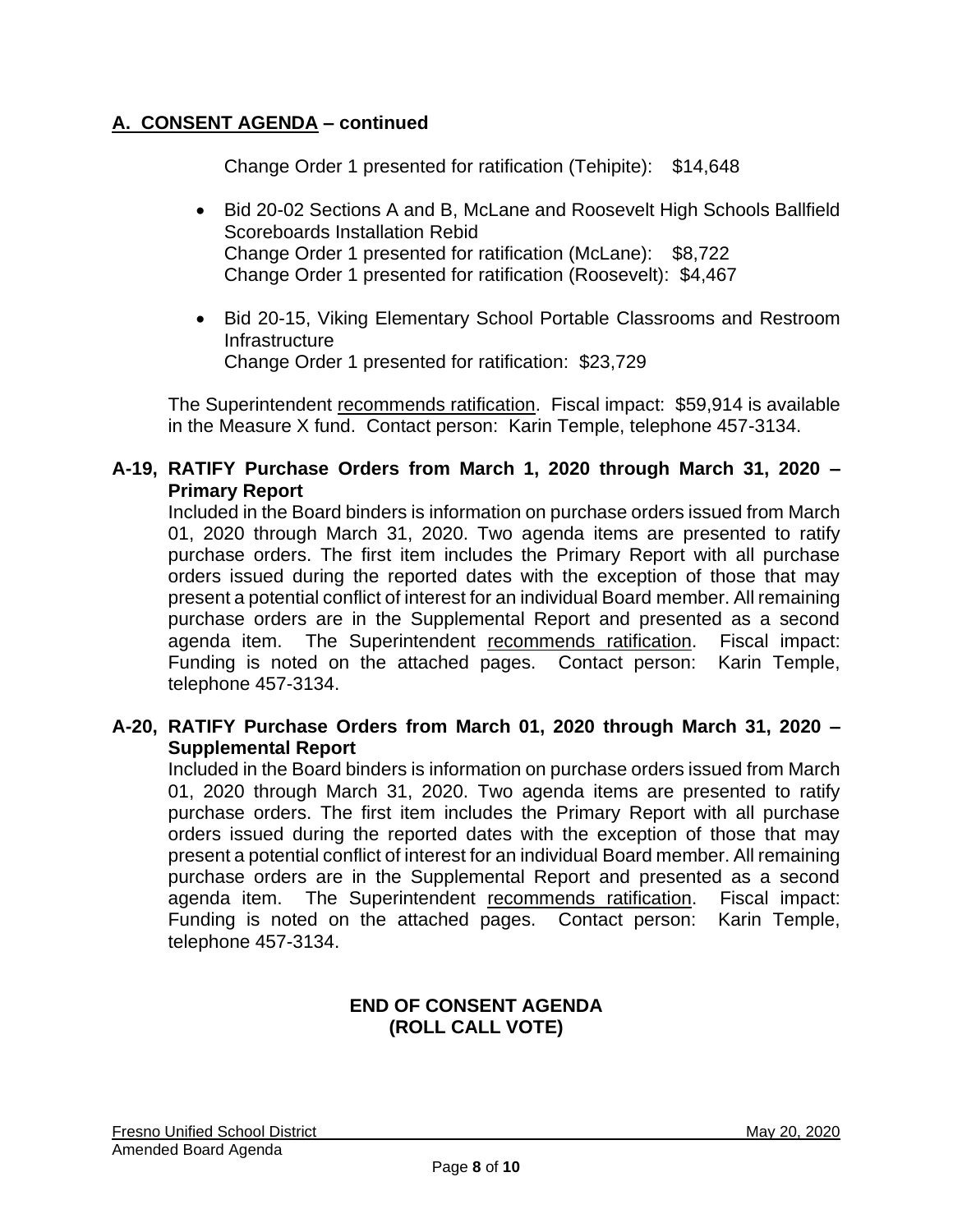## A. CONSENT AGENDA – continued

Change Order 1 presented for ratification (Tehipite): $14,648

- Bid 20-02 Sections A and B, McLane and Roosevelt High Schools Ballfield Scoreboards Installation Rebid
  Change Order 1 presented for ratification (McLane): $8,722
  Change Order 1 presented for ratification (Roosevelt): $4,467

- Bid 20-15, Viking Elementary School Portable Classrooms and Restroom Infrastructure
  Change Order 1 presented for ratification: $23,729

The Superintendent recommends ratification. Fiscal impact: $59,914 is available in the Measure X fund. Contact person: Karin Temple, telephone 457-3134.

**A-19, RATIFY Purchase Orders from March 1, 2020 through March 31, 2020 – Primary Report**

Included in the Board binders is information on purchase orders issued from March 01, 2020 through March 31, 2020. Two agenda items are presented to ratify purchase orders. The first item includes the Primary Report with all purchase orders issued during the reported dates with the exception of those that may present a potential conflict of interest for an individual Board member. All remaining purchase orders are in the Supplemental Report and presented as a second agenda item. The Superintendent recommends ratification. Fiscal impact: Funding is noted on the attached pages. Contact person: Karin Temple, telephone 457-3134.

**A-20, RATIFY Purchase Orders from March 01, 2020 through March 31, 2020 – Supplemental Report**

Included in the Board binders is information on purchase orders issued from March 01, 2020 through March 31, 2020. Two agenda items are presented to ratify purchase orders. The first item includes the Primary Report with all purchase orders issued during the reported dates with the exception of those that may present a potential conflict of interest for an individual Board member. All remaining purchase orders are in the Supplemental Report and presented as a second agenda item. The Superintendent recommends ratification. Fiscal impact: Funding is noted on the attached pages. Contact person: Karin Temple, telephone 457-3134.

**END OF CONSENT AGENDA**
**(ROLL CALL VOTE)**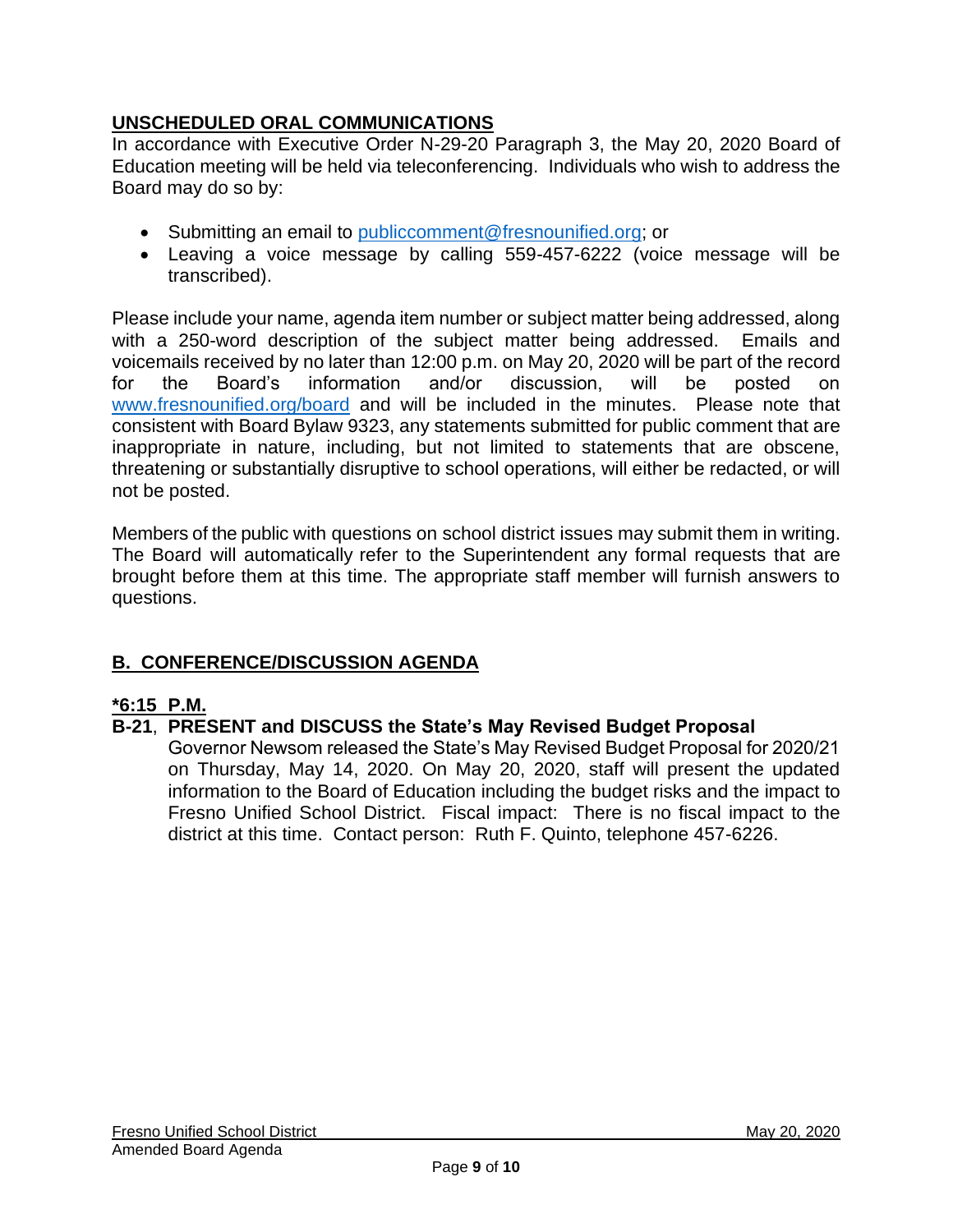## UNSCHEDULED ORAL COMMUNICATIONS

In accordance with Executive Order N-29-20 Paragraph 3, the May 20, 2020 Board of Education meeting will be held via teleconferencing. Individuals who wish to address the Board may do so by:

- Submitting an email to publiccomment@fresnounified.org; or
- Leaving a voice message by calling 559-457-6222 (voice message will be transcribed).

Please include your name, agenda item number or subject matter being addressed, along with a 250-word description of the subject matter being addressed. Emails and voicemails received by no later than 12:00 p.m. on May 20, 2020 will be part of the record for the Board's information and/or discussion, will be posted on www.fresnounified.org/board and will be included in the minutes. Please note that consistent with Board Bylaw 9323, any statements submitted for public comment that are inappropriate in nature, including, but not limited to statements that are obscene, threatening or substantially disruptive to school operations, will either be redacted, or will not be posted.

Members of the public with questions on school district issues may submit them in writing. The Board will automatically refer to the Superintendent any formal requests that are brought before them at this time. The appropriate staff member will furnish answers to questions.

## B. CONFERENCE/DISCUSSION AGENDA

**\*6:15 P.M.**

**B-21**, **PRESENT and DISCUSS the State's May Revised Budget Proposal**

Governor Newsom released the State's May Revised Budget Proposal for 2020/21 on Thursday, May 14, 2020. On May 20, 2020, staff will present the updated information to the Board of Education including the budget risks and the impact to Fresno Unified School District. Fiscal impact: There is no fiscal impact to the district at this time. Contact person: Ruth F. Quinto, telephone 457-6226.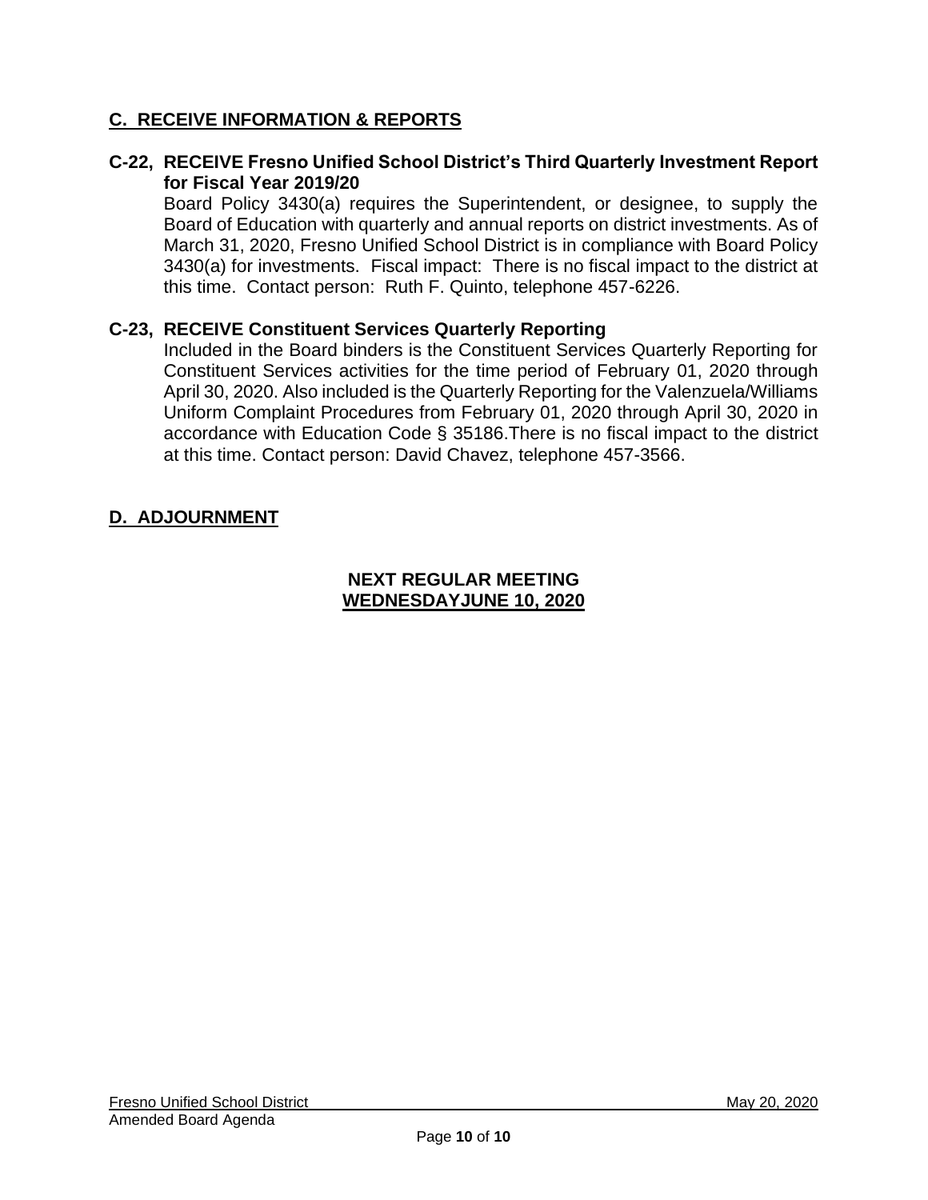## C. RECEIVE INFORMATION & REPORTS

**C-22, RECEIVE Fresno Unified School District's Third Quarterly Investment Report for Fiscal Year 2019/20**

Board Policy 3430(a) requires the Superintendent, or designee, to supply the Board of Education with quarterly and annual reports on district investments. As of March 31, 2020, Fresno Unified School District is in compliance with Board Policy 3430(a) for investments. Fiscal impact: There is no fiscal impact to the district at this time. Contact person: Ruth F. Quinto, telephone 457-6226.

**C-23, RECEIVE Constituent Services Quarterly Reporting**

Included in the Board binders is the Constituent Services Quarterly Reporting for Constituent Services activities for the time period of February 01, 2020 through April 30, 2020. Also included is the Quarterly Reporting for the Valenzuela/Williams Uniform Complaint Procedures from February 01, 2020 through April 30, 2020 in accordance with Education Code § 35186.There is no fiscal impact to the district at this time. Contact person: David Chavez, telephone 457-3566.

## D. ADJOURNMENT

**NEXT REGULAR MEETING**
**WEDNESDAYJUNE 10, 2020**